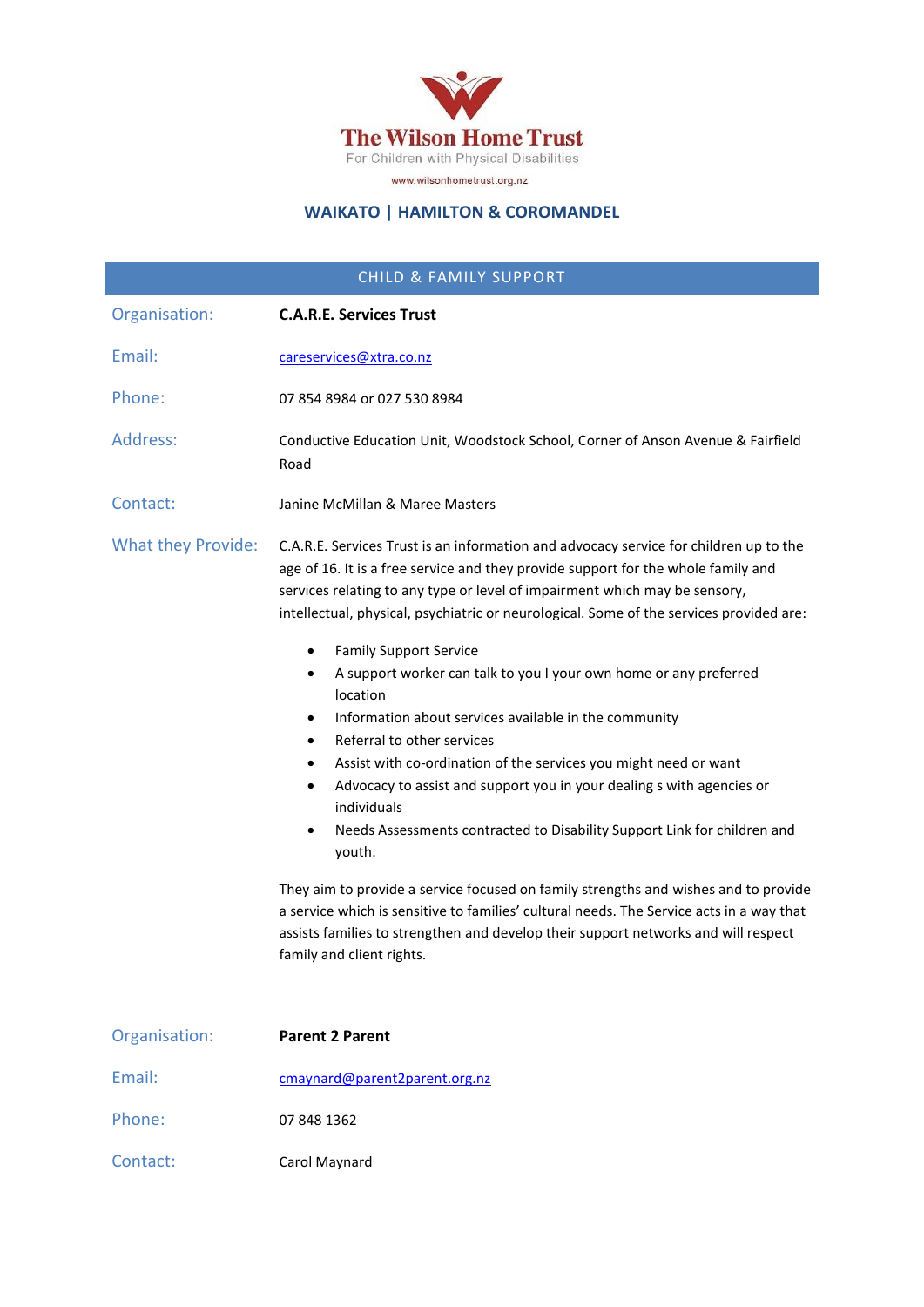# The Wilson Home Trust

For Children with Physical Disabilities

www.wilsonhometrust.org.nz

## WAIKATO | HAMILTON & COROMANDEL

## CHILD & FAMILY SUPPORT

| | |
|---|---|
| Organisation: | **C.A.R.E. Services Trust** |
| Email: | careservices@xtra.co.nz |
| Phone: | 07 854 8984 or 027 530 8984 |
| Address: | Conductive Education Unit, Woodstock School, Corner of Anson Avenue & Fairfield Road |
| Contact: | Janine McMillan & Maree Masters |

**What they Provide:**

C.A.R.E. Services Trust is an information and advocacy service for children up to the age of 16. It is a free service and they provide support for the whole family and services relating to any type or level of impairment which may be sensory, intellectual, physical, psychiatric or neurological. Some of the services provided are:

- Family Support Service
- A support worker can talk to you I your own home or any preferred location
- Information about services available in the community
- Referral to other services
- Assist with co-ordination of the services you might need or want
- Advocacy to assist and support you in your dealing s with agencies or individuals
- Needs Assessments contracted to Disability Support Link for children and youth.

They aim to provide a service focused on family strengths and wishes and to provide a service which is sensitive to families' cultural needs. The Service acts in a way that assists families to strengthen and develop their support networks and will respect family and client rights.

| | |
|---|---|
| Organisation: | **Parent 2 Parent** |
| Email: | cmaynard@parent2parent.org.nz |
| Phone: | 07 848 1362 |
| Contact: | Carol Maynard |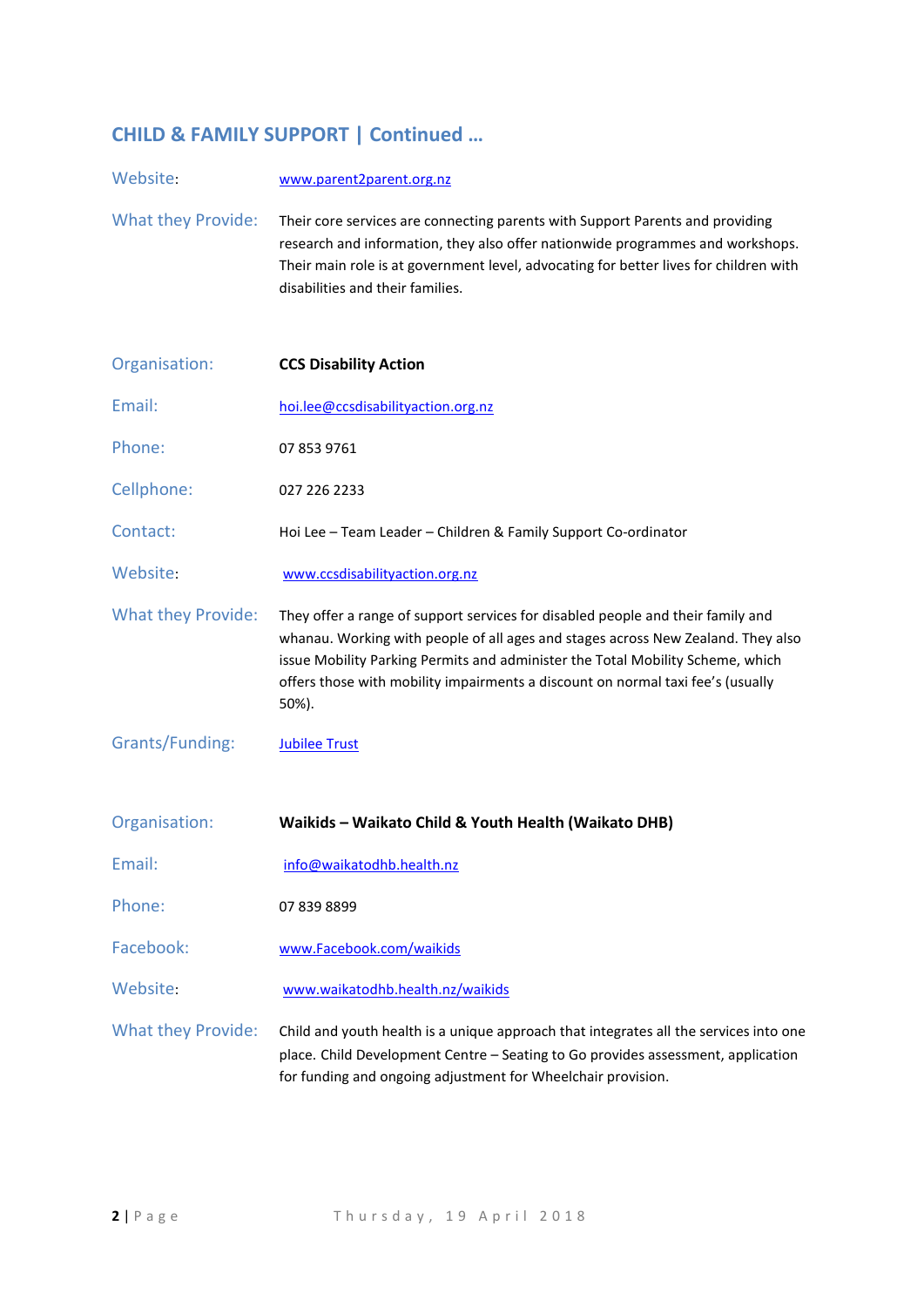## CHILD & FAMILY SUPPORT | Continued …

Website: www.parent2parent.org.nz

What they Provide: Their core services are connecting parents with Support Parents and providing research and information, they also offer nationwide programmes and workshops. Their main role is at government level, advocating for better lives for children with disabilities and their families.

Organisation: **CCS Disability Action**

Email: hoi.lee@ccsdisabilityaction.org.nz

Phone: 07 853 9761

Cellphone: 027 226 2233

Contact: Hoi Lee – Team Leader – Children & Family Support Co-ordinator

Website: www.ccsdisabilityaction.org.nz

What they Provide: They offer a range of support services for disabled people and their family and whanau. Working with people of all ages and stages across New Zealand. They also issue Mobility Parking Permits and administer the Total Mobility Scheme, which offers those with mobility impairments a discount on normal taxi fee's (usually 50%).

Grants/Funding: Jubilee Trust

Organisation: **Waikids – Waikato Child & Youth Health (Waikato DHB)**

Email: info@waikatodhb.health.nz

Phone: 07 839 8899

Facebook: www.Facebook.com/waikids

Website: www.waikatodhb.health.nz/waikids

What they Provide: Child and youth health is a unique approach that integrates all the services into one place. Child Development Centre – Seating to Go provides assessment, application for funding and ongoing adjustment for Wheelchair provision.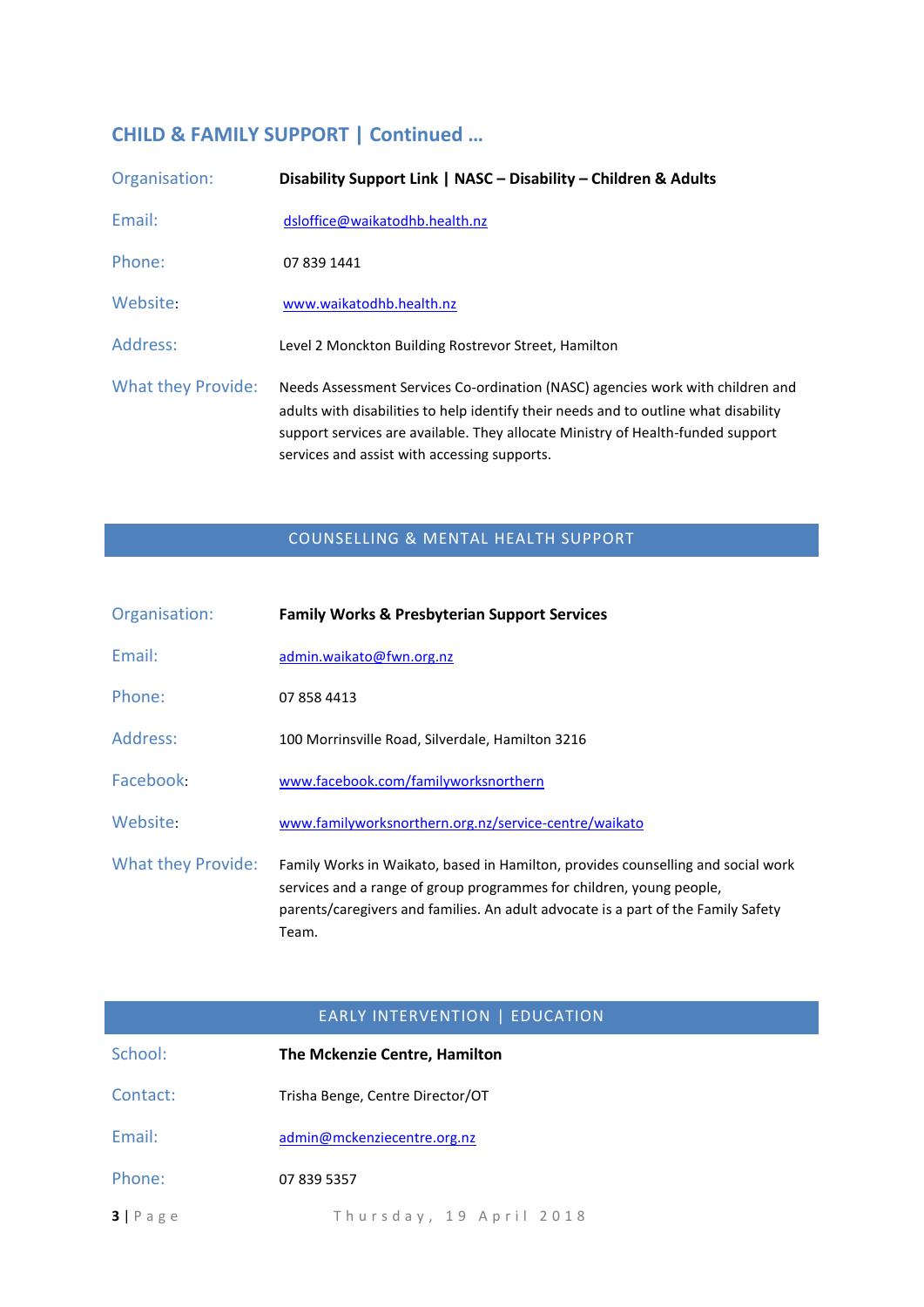## CHILD & FAMILY SUPPORT | Continued …

| | |
|---|---|
| Organisation: | **Disability Support Link \| NASC – Disability – Children & Adults** |
| Email: | dsloffice@waikatodhb.health.nz |
| Phone: | 07 839 1441 |
| Website: | www.waikatodhb.health.nz |
| Address: | Level 2 Monckton Building Rostrevor Street, Hamilton |
| What they Provide: | Needs Assessment Services Co-ordination (NASC) agencies work with children and adults with disabilities to help identify their needs and to outline what disability support services are available. They allocate Ministry of Health-funded support services and assist with accessing supports. |

## COUNSELLING & MENTAL HEALTH SUPPORT

| | |
|---|---|
| Organisation: | **Family Works & Presbyterian Support Services** |
| Email: | admin.waikato@fwn.org.nz |
| Phone: | 07 858 4413 |
| Address: | 100 Morrinsville Road, Silverdale, Hamilton 3216 |
| Facebook: | www.facebook.com/familyworksnorthern |
| Website: | www.familyworksnorthern.org.nz/service-centre/waikato |
| What they Provide: | Family Works in Waikato, based in Hamilton, provides counselling and social work services and a range of group programmes for children, young people, parents/caregivers and families. An adult advocate is a part of the Family Safety Team. |

## EARLY INTERVENTION | EDUCATION

| | |
|---|---|
| School: | **The Mckenzie Centre, Hamilton** |
| Contact: | Trisha Benge, Centre Director/OT |
| Email: | admin@mckenziecentre.org.nz |
| Phone: | 07 839 5357 |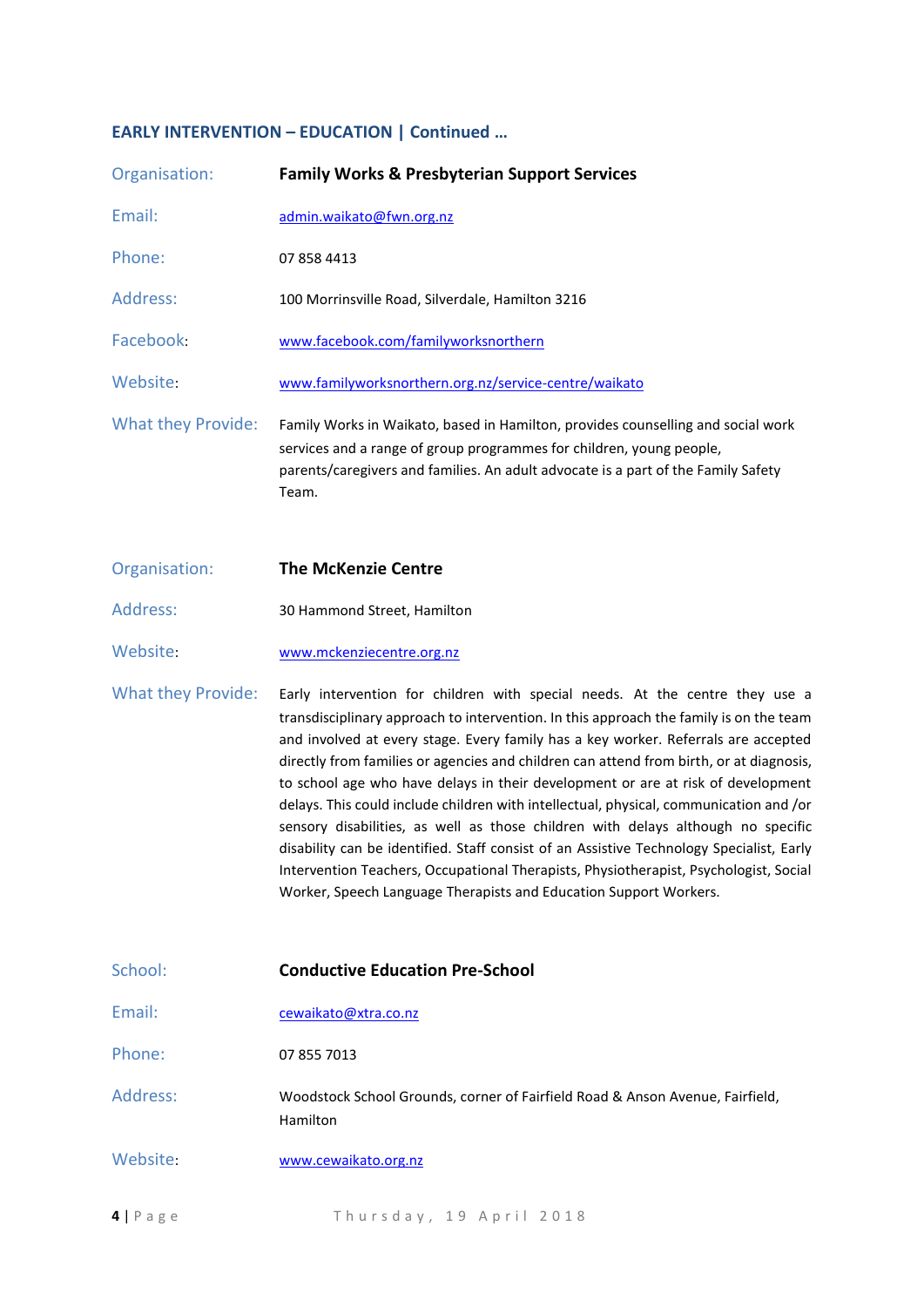## EARLY INTERVENTION – EDUCATION | Continued …

Organisation: **Family Works & Presbyterian Support Services**

Email: admin.waikato@fwn.org.nz

Phone: 07 858 4413

Address: 100 Morrinsville Road, Silverdale, Hamilton 3216

Facebook: www.facebook.com/familyworksnorthern

Website: www.familyworksnorthern.org.nz/service-centre/waikato

What they Provide: Family Works in Waikato, based in Hamilton, provides counselling and social work services and a range of group programmes for children, young people, parents/caregivers and families. An adult advocate is a part of the Family Safety Team.

Organisation: **The McKenzie Centre**

Address: 30 Hammond Street, Hamilton

Website: www.mckenziecentre.org.nz

What they Provide: Early intervention for children with special needs. At the centre they use a transdisciplinary approach to intervention. In this approach the family is on the team and involved at every stage. Every family has a key worker. Referrals are accepted directly from families or agencies and children can attend from birth, or at diagnosis, to school age who have delays in their development or are at risk of development delays. This could include children with intellectual, physical, communication and /or sensory disabilities, as well as those children with delays although no specific disability can be identified. Staff consist of an Assistive Technology Specialist, Early Intervention Teachers, Occupational Therapists, Physiotherapist, Psychologist, Social Worker, Speech Language Therapists and Education Support Workers.

School: **Conductive Education Pre-School**

Email: cewaikato@xtra.co.nz

Phone: 07 855 7013

Address: Woodstock School Grounds, corner of Fairfield Road & Anson Avenue, Fairfield, Hamilton

Website: www.cewaikato.org.nz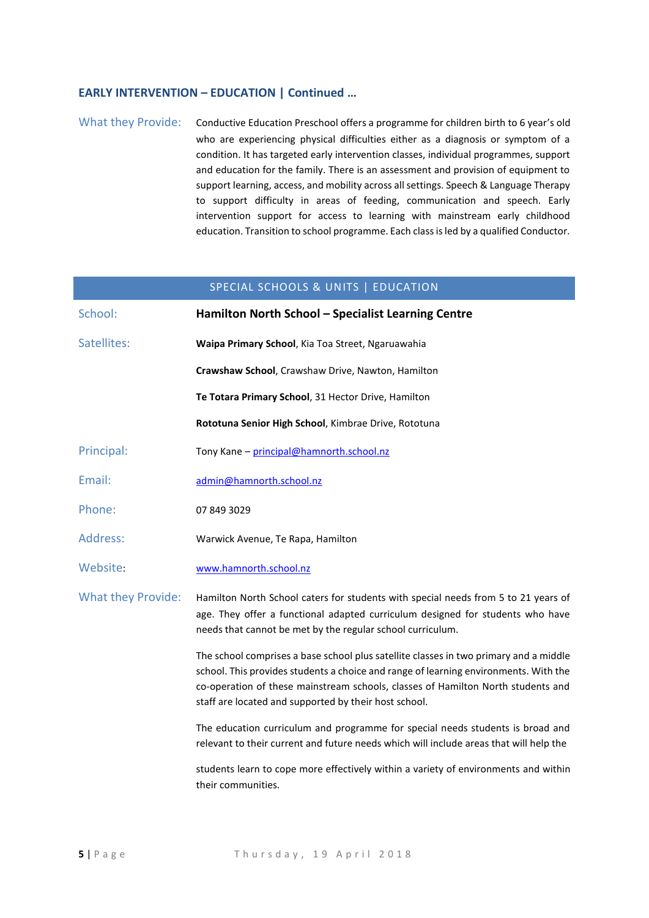**EARLY INTERVENTION – EDUCATION | Continued …**

What they Provide: Conductive Education Preschool offers a programme for children birth to 6 year's old who are experiencing physical difficulties either as a diagnosis or symptom of a condition. It has targeted early intervention classes, individual programmes, support and education for the family. There is an assessment and provision of equipment to support learning, access, and mobility across all settings. Speech & Language Therapy to support difficulty in areas of feeding, communication and speech. Early intervention support for access to learning with mainstream early childhood education. Transition to school programme. Each class is led by a qualified Conductor.

## SPECIAL SCHOOLS & UNITS | EDUCATION

School: **Hamilton North School – Specialist Learning Centre**

Satellites:

**Waipa Primary School**, Kia Toa Street, Ngaruawahia

**Crawshaw School**, Crawshaw Drive, Nawton, Hamilton

**Te Totara Primary School**, 31 Hector Drive, Hamilton

**Rototuna Senior High School**, Kimbrae Drive, Rototuna

Principal: Tony Kane – principal@hamnorth.school.nz

Email: admin@hamnorth.school.nz

Phone: 07 849 3029

Address: Warwick Avenue, Te Rapa, Hamilton

Website: www.hamnorth.school.nz

What they Provide: Hamilton North School caters for students with special needs from 5 to 21 years of age. They offer a functional adapted curriculum designed for students who have needs that cannot be met by the regular school curriculum.

The school comprises a base school plus satellite classes in two primary and a middle school. This provides students a choice and range of learning environments. With the co-operation of these mainstream schools, classes of Hamilton North students and staff are located and supported by their host school.

The education curriculum and programme for special needs students is broad and relevant to their current and future needs which will include areas that will help the

students learn to cope more effectively within a variety of environments and within their communities.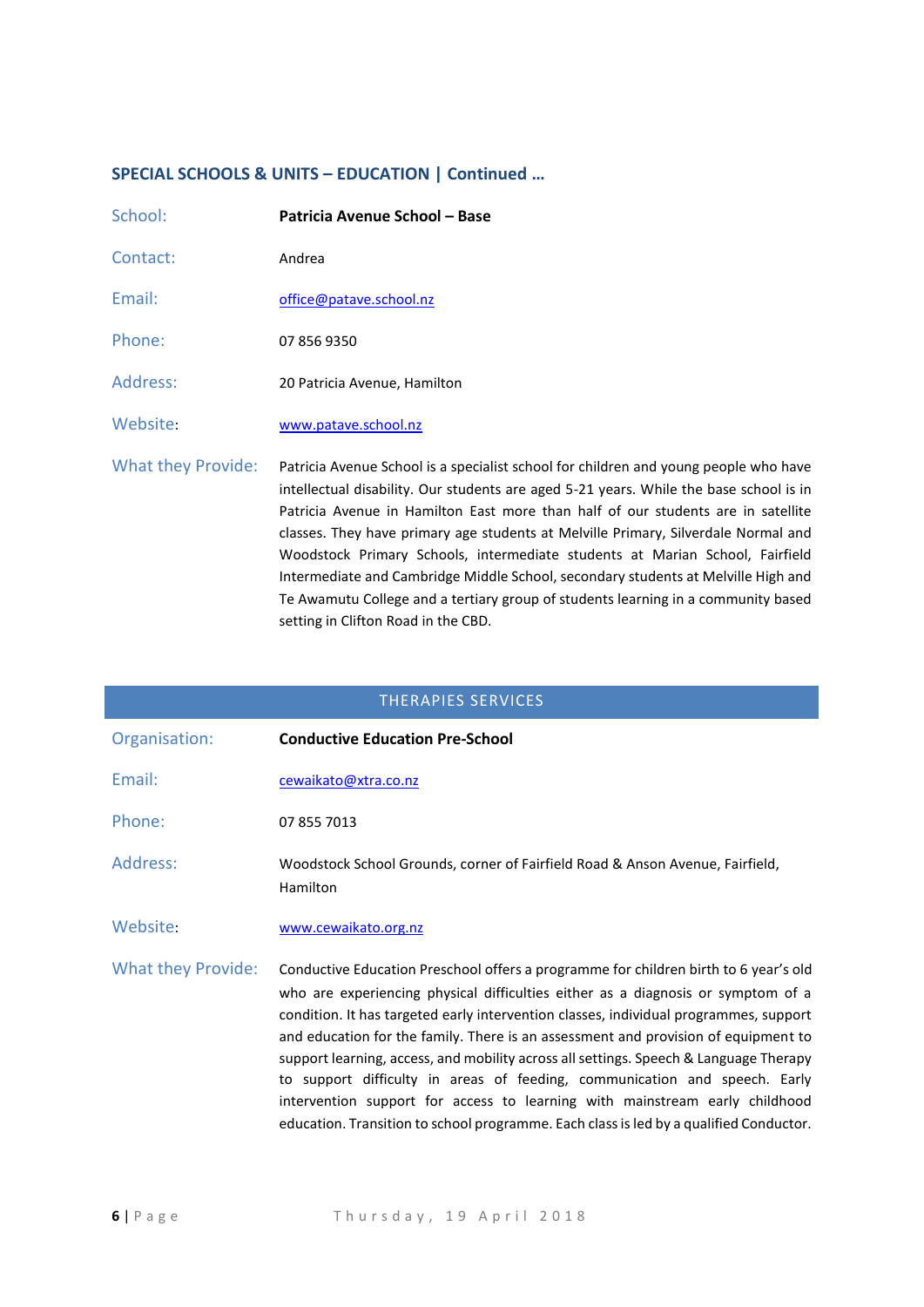## SPECIAL SCHOOLS & UNITS – EDUCATION | Continued …

| | |
|---|---|
| School: | **Patricia Avenue School – Base** |
| Contact: | Andrea |
| Email: | office@patave.school.nz |
| Phone: | 07 856 9350 |
| Address: | 20 Patricia Avenue, Hamilton |
| Website: | www.patave.school.nz |
| What they Provide: | Patricia Avenue School is a specialist school for children and young people who have intellectual disability. Our students are aged 5-21 years. While the base school is in Patricia Avenue in Hamilton East more than half of our students are in satellite classes. They have primary age students at Melville Primary, Silverdale Normal and Woodstock Primary Schools, intermediate students at Marian School, Fairfield Intermediate and Cambridge Middle School, secondary students at Melville High and Te Awamutu College and a tertiary group of students learning in a community based setting in Clifton Road in the CBD. |

## THERAPIES SERVICES

| | |
|---|---|
| Organisation: | **Conductive Education Pre-School** |
| Email: | cewaikato@xtra.co.nz |
| Phone: | 07 855 7013 |
| Address: | Woodstock School Grounds, corner of Fairfield Road & Anson Avenue, Fairfield, Hamilton |
| Website: | www.cewaikato.org.nz |
| What they Provide: | Conductive Education Preschool offers a programme for children birth to 6 year's old who are experiencing physical difficulties either as a diagnosis or symptom of a condition. It has targeted early intervention classes, individual programmes, support and education for the family. There is an assessment and provision of equipment to support learning, access, and mobility across all settings. Speech & Language Therapy to support difficulty in areas of feeding, communication and speech. Early intervention support for access to learning with mainstream early childhood education. Transition to school programme. Each class is led by a qualified Conductor. |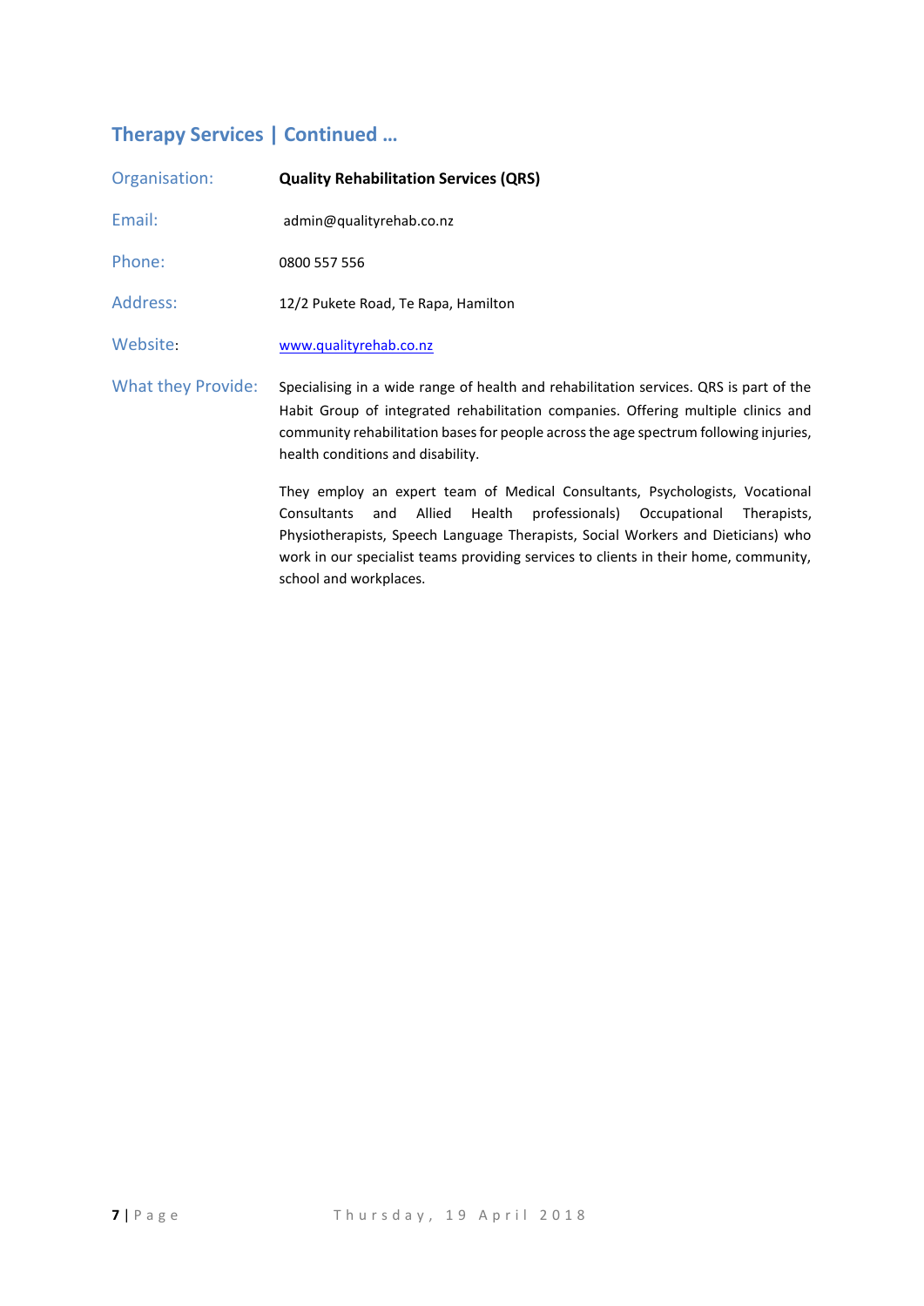## Therapy Services | Continued …

| | |
|---|---|
| Organisation: | **Quality Rehabilitation Services (QRS)** |
| Email: | admin@qualityrehab.co.nz |
| Phone: | 0800 557 556 |
| Address: | 12/2 Pukete Road, Te Rapa, Hamilton |
| Website: | www.qualityrehab.co.nz |
| What they Provide: | Specialising in a wide range of health and rehabilitation services. QRS is part of the Habit Group of integrated rehabilitation companies. Offering multiple clinics and community rehabilitation bases for people across the age spectrum following injuries, health conditions and disability.<br><br>They employ an expert team of Medical Consultants, Psychologists, Vocational Consultants and Allied Health professionals) Occupational Therapists, Physiotherapists, Speech Language Therapists, Social Workers and Dieticians) who work in our specialist teams providing services to clients in their home, community, school and workplaces. |